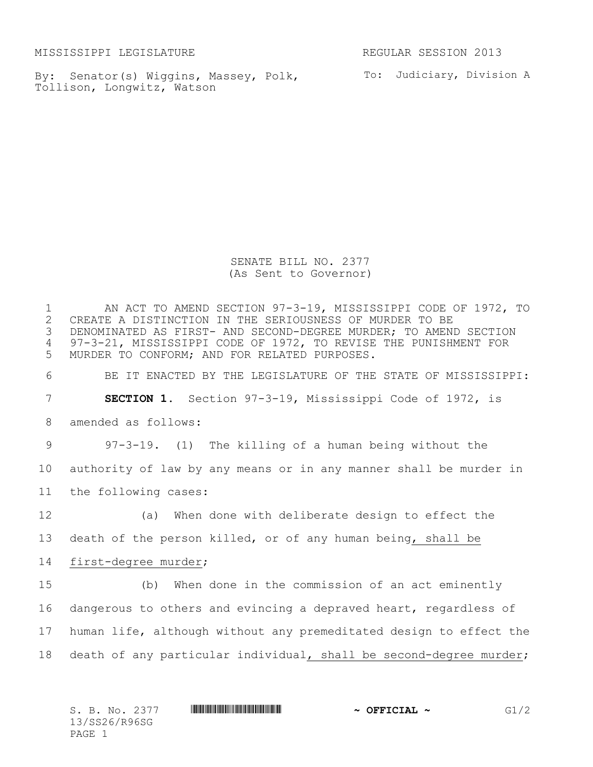MISSISSIPPI LEGISLATURE REGULAR SESSION 2013

By: Senator(s) Wiggins, Massey, Polk, Tollison, Longwitz, Watson

To: Judiciary, Division A

SENATE BILL NO. 2377
(As Sent to Governor)

AN ACT TO AMEND SECTION 97-3-19, MISSISSIPPI CODE OF 1972, TO CREATE A DISTINCTION IN THE SERIOUSNESS OF MURDER TO BE DENOMINATED AS FIRST- AND SECOND-DEGREE MURDER; TO AMEND SECTION 97-3-21, MISSISSIPPI CODE OF 1972, TO REVISE THE PUNISHMENT FOR MURDER TO CONFORM; AND FOR RELATED PURPOSES.

BE IT ENACTED BY THE LEGISLATURE OF THE STATE OF MISSISSIPPI:

**SECTION 1.** Section 97-3-19, Mississippi Code of 1972, is amended as follows:

97-3-19. (1) The killing of a human being without the authority of law by any means or in any manner shall be murder in the following cases:

(a) When done with deliberate design to effect the death of the person killed, or of any human being, shall be first-degree murder;

(b) When done in the commission of an act eminently dangerous to others and evincing a depraved heart, regardless of human life, although without any premeditated design to effect the death of any particular individual, shall be second-degree murder;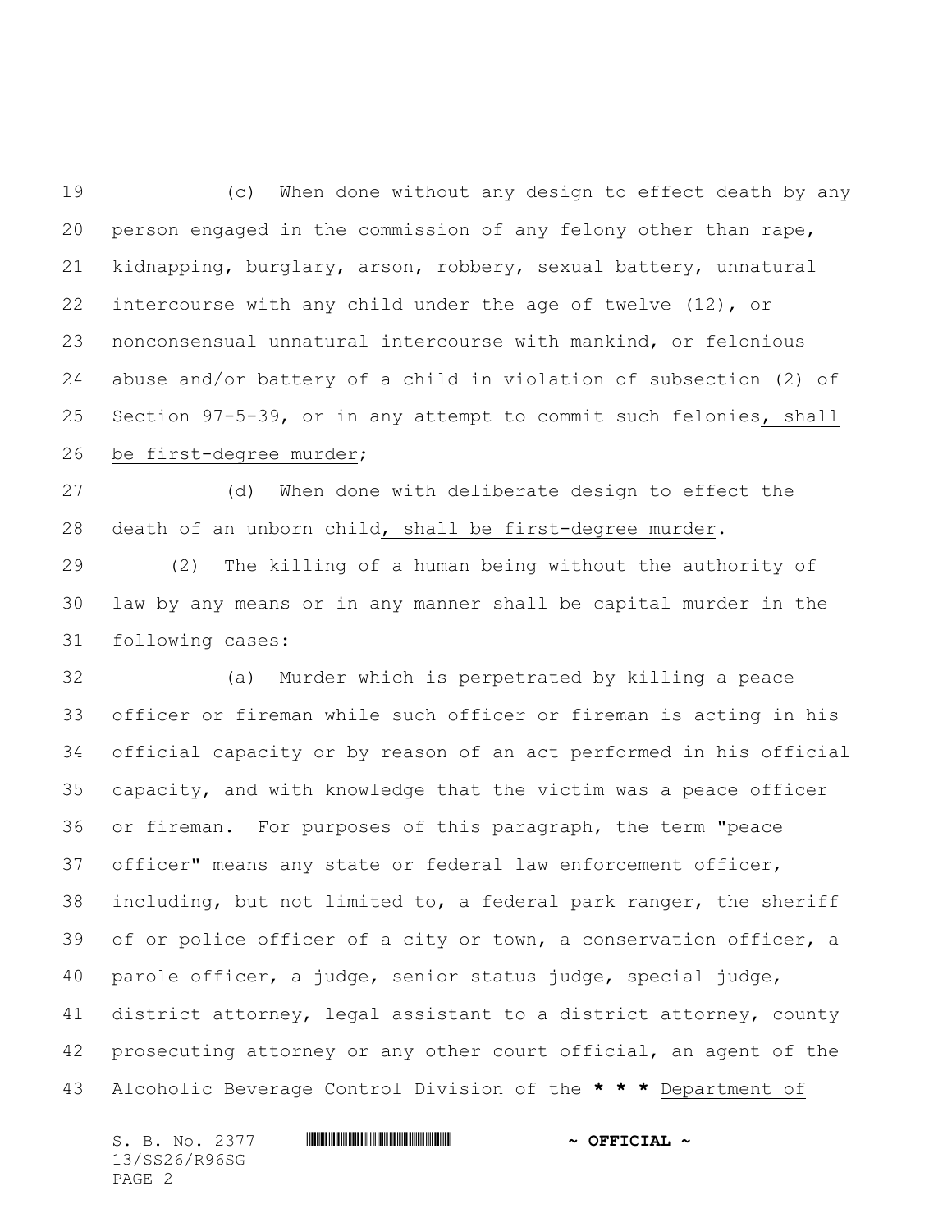(c) When done without any design to effect death by any person engaged in the commission of any felony other than rape, kidnapping, burglary, arson, robbery, sexual battery, unnatural intercourse with any child under the age of twelve (12), or nonconsensual unnatural intercourse with mankind, or felonious abuse and/or battery of a child in violation of subsection (2) of Section 97-5-39, or in any attempt to commit such felonies, shall be first-degree murder;

(d) When done with deliberate design to effect the death of an unborn child, shall be first-degree murder.

(2) The killing of a human being without the authority of law by any means or in any manner shall be capital murder in the following cases:

(a) Murder which is perpetrated by killing a peace officer or fireman while such officer or fireman is acting in his official capacity or by reason of an act performed in his official capacity, and with knowledge that the victim was a peace officer or fireman. For purposes of this paragraph, the term "peace officer" means any state or federal law enforcement officer, including, but not limited to, a federal park ranger, the sheriff of or police officer of a city or town, a conservation officer, a parole officer, a judge, senior status judge, special judge, district attorney, legal assistant to a district attorney, county prosecuting attorney or any other court official, an agent of the Alcoholic Beverage Control Division of the * * * Department of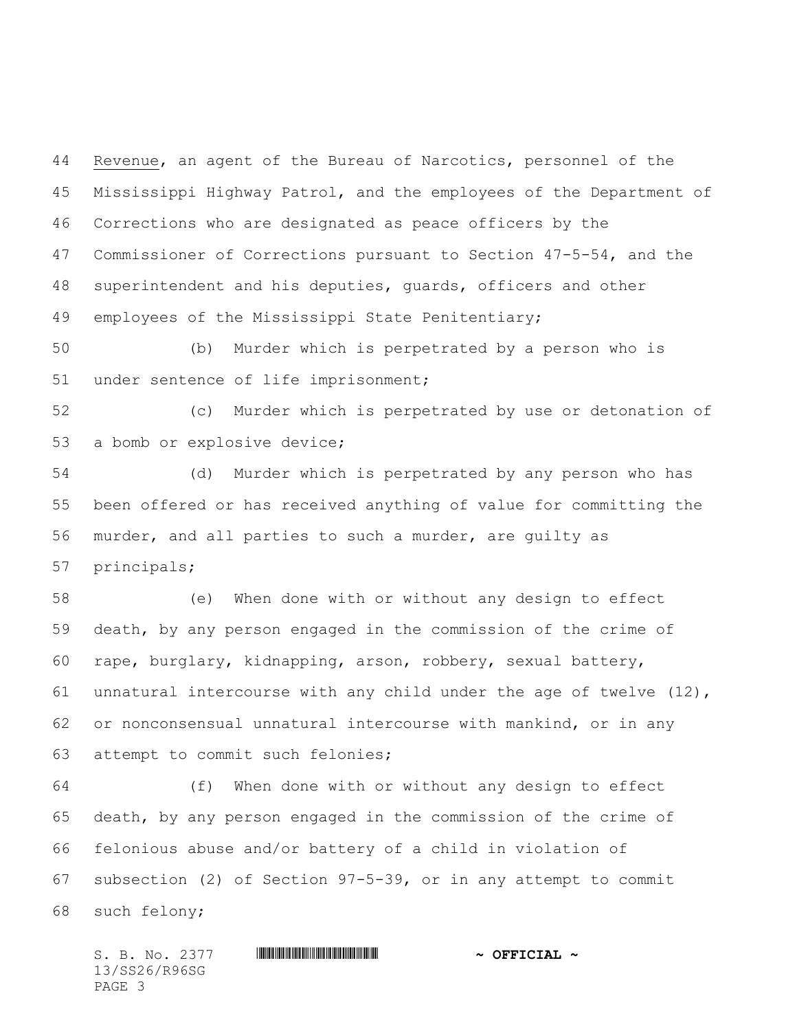Revenue, an agent of the Bureau of Narcotics, personnel of the Mississippi Highway Patrol, and the employees of the Department of Corrections who are designated as peace officers by the Commissioner of Corrections pursuant to Section 47-5-54, and the superintendent and his deputies, guards, officers and other employees of the Mississippi State Penitentiary;

(b) Murder which is perpetrated by a person who is under sentence of life imprisonment;

(c) Murder which is perpetrated by use or detonation of a bomb or explosive device;

(d) Murder which is perpetrated by any person who has been offered or has received anything of value for committing the murder, and all parties to such a murder, are guilty as principals;

(e) When done with or without any design to effect death, by any person engaged in the commission of the crime of rape, burglary, kidnapping, arson, robbery, sexual battery, unnatural intercourse with any child under the age of twelve (12), or nonconsensual unnatural intercourse with mankind, or in any attempt to commit such felonies;

(f) When done with or without any design to effect death, by any person engaged in the commission of the crime of felonious abuse and/or battery of a child in violation of subsection (2) of Section 97-5-39, or in any attempt to commit such felony;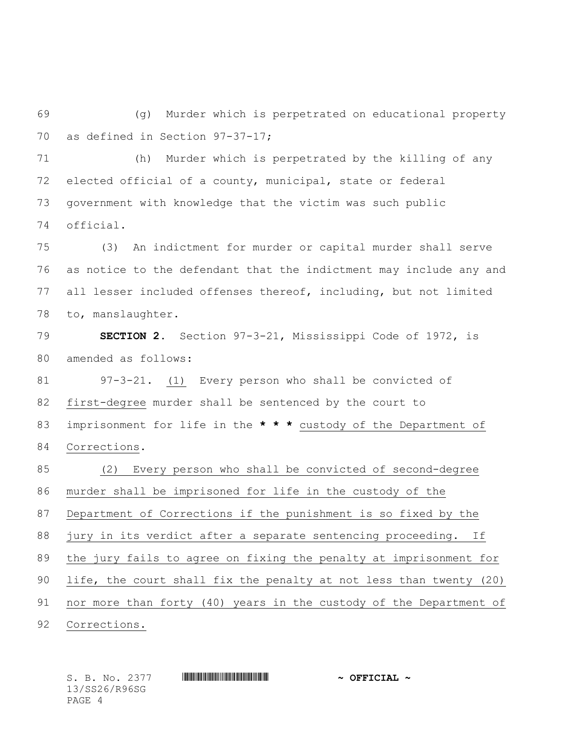(g) Murder which is perpetrated on educational property as defined in Section 97-37-17;

(h) Murder which is perpetrated by the killing of any elected official of a county, municipal, state or federal government with knowledge that the victim was such public official.

(3) An indictment for murder or capital murder shall serve as notice to the defendant that the indictment may include any and all lesser included offenses thereof, including, but not limited to, manslaughter.

**SECTION 2.** Section 97-3-21, Mississippi Code of 1972, is amended as follows:

97-3-21. (1) Every person who shall be convicted of first-degree murder shall be sentenced by the court to imprisonment for life in the * * * custody of the Department of Corrections.

(2) Every person who shall be convicted of second-degree murder shall be imprisoned for life in the custody of the Department of Corrections if the punishment is so fixed by the jury in its verdict after a separate sentencing proceeding. If the jury fails to agree on fixing the penalty at imprisonment for life, the court shall fix the penalty at not less than twenty (20) nor more than forty (40) years in the custody of the Department of Corrections.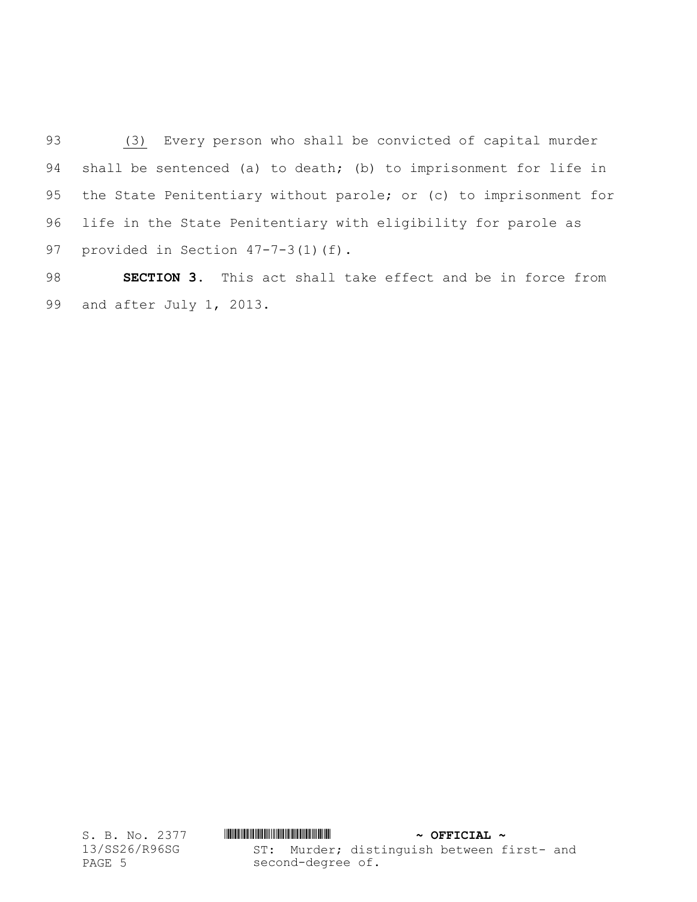(3) Every person who shall be convicted of capital murder shall be sentenced (a) to death; (b) to imprisonment for life in the State Penitentiary without parole; or (c) to imprisonment for life in the State Penitentiary with eligibility for parole as provided in Section 47-7-3(1)(f).

**SECTION 3.** This act shall take effect and be in force from and after July 1, 2013.